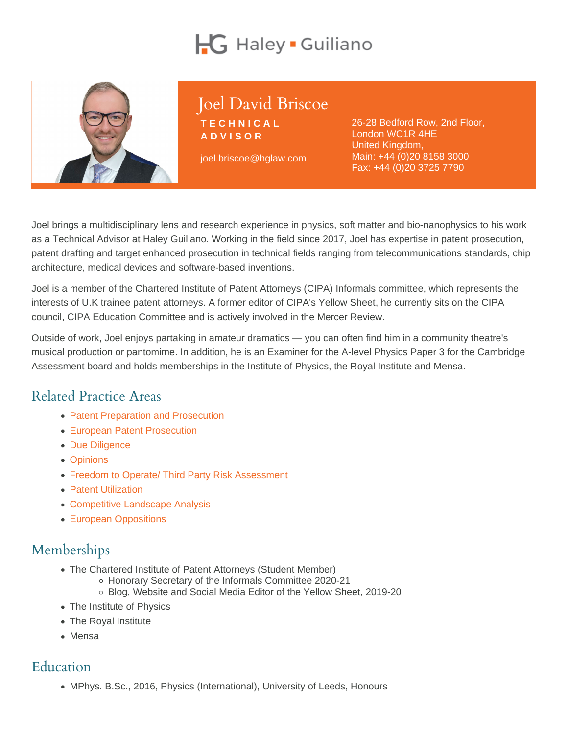Haley ▪ Guiliano

# Joel David Briscoe

**TECHNICAL ADVISOR**

joel.briscoe@hglaw.com

26-28 Bedford Row, 2nd Floor,
London WC1R 4HE
United Kingdom,
Main: +44 (0)20 8158 3000
Fax: +44 (0)20 3725 7790

Joel brings a multidisciplinary lens and research experience in physics, soft matter and bio-nanophysics to his work as a Technical Advisor at Haley Guiliano. Working in the field since 2017, Joel has expertise in patent prosecution, patent drafting and target enhanced prosecution in technical fields ranging from telecommunications standards, chip architecture, medical devices and software-based inventions.

Joel is a member of the Chartered Institute of Patent Attorneys (CIPA) Informals committee, which represents the interests of U.K trainee patent attorneys. A former editor of CIPA's Yellow Sheet, he currently sits on the CIPA council, CIPA Education Committee and is actively involved in the Mercer Review.

Outside of work, Joel enjoys partaking in amateur dramatics — you can often find him in a community theatre's musical production or pantomime. In addition, he is an Examiner for the A-level Physics Paper 3 for the Cambridge Assessment board and holds memberships in the Institute of Physics, the Royal Institute and Mensa.

## Related Practice Areas

- Patent Preparation and Prosecution
- European Patent Prosecution
- Due Diligence
- Opinions
- Freedom to Operate/ Third Party Risk Assessment
- Patent Utilization
- Competitive Landscape Analysis
- European Oppositions

## Memberships

- The Chartered Institute of Patent Attorneys (Student Member)
  - Honorary Secretary of the Informals Committee 2020-21
  - Blog, Website and Social Media Editor of the Yellow Sheet, 2019-20
- The Institute of Physics
- The Royal Institute
- Mensa

## Education

- MPhys. B.Sc., 2016, Physics (International), University of Leeds, Honours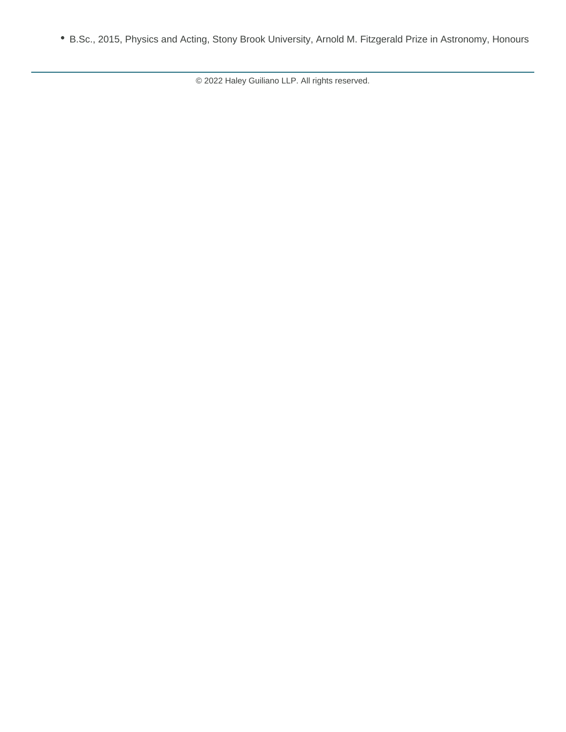- B.Sc., 2015, Physics and Acting, Stony Brook University, Arnold M. Fitzgerald Prize in Astronomy, Honours

---

© 2022 Haley Guiliano LLP. All rights reserved.